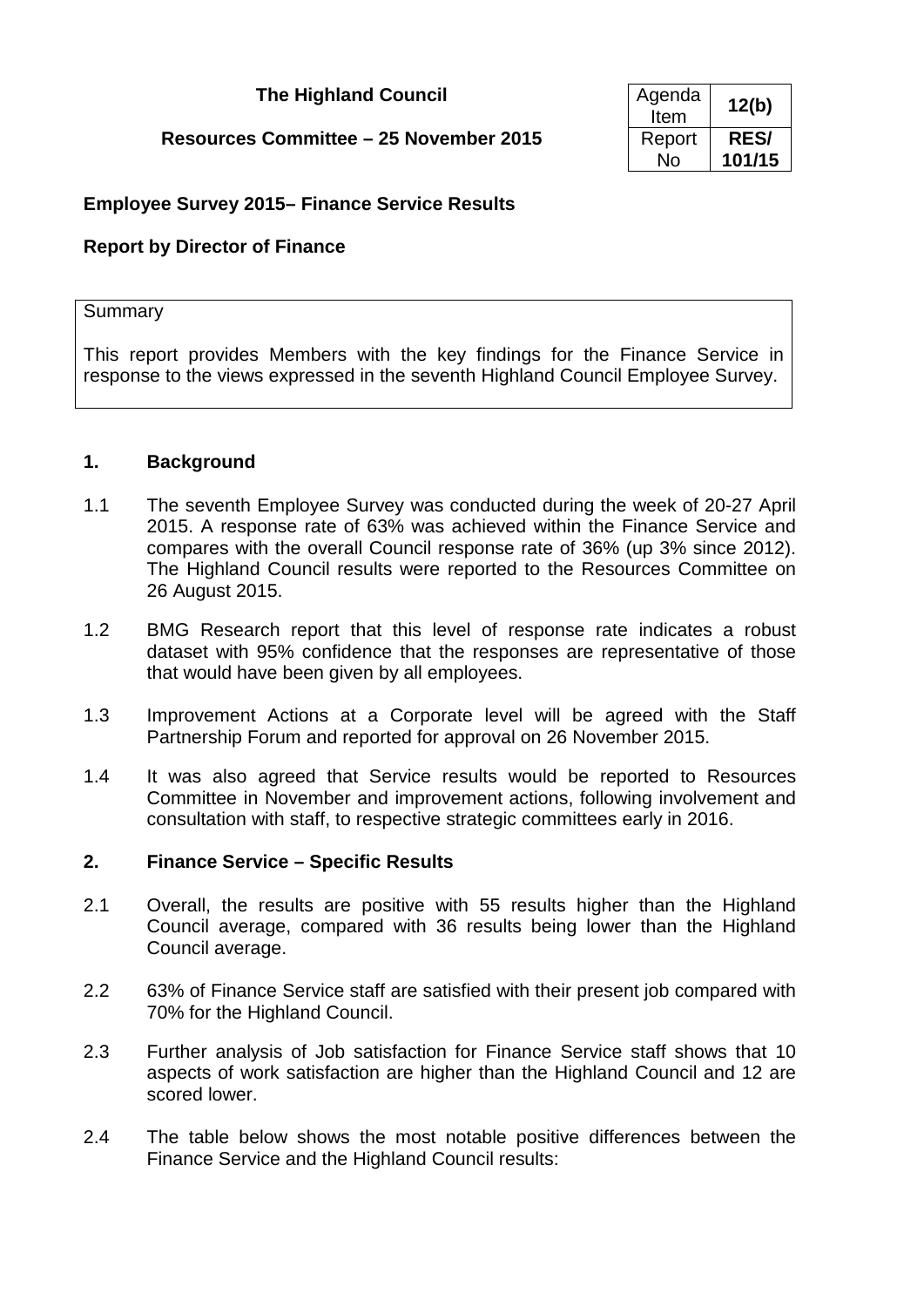**The Highland Council**

**Resources Committee – 25 November 2015**

| Agenda Item | **12(b)** |
|---|---|
| Report No | **RES/ 101/15** |

**Employee Survey 2015– Finance Service Results**

**Report by Director of Finance**

Summary

This report provides Members with the key findings for the Finance Service in response to the views expressed in the seventh Highland Council Employee Survey.

## 1. Background

1.1 The seventh Employee Survey was conducted during the week of 20-27 April 2015. A response rate of 63% was achieved within the Finance Service and compares with the overall Council response rate of 36% (up 3% since 2012). The Highland Council results were reported to the Resources Committee on 26 August 2015.

1.2 BMG Research report that this level of response rate indicates a robust dataset with 95% confidence that the responses are representative of those that would have been given by all employees.

1.3 Improvement Actions at a Corporate level will be agreed with the Staff Partnership Forum and reported for approval on 26 November 2015.

1.4 It was also agreed that Service results would be reported to Resources Committee in November and improvement actions, following involvement and consultation with staff, to respective strategic committees early in 2016.

## 2. Finance Service – Specific Results

2.1 Overall, the results are positive with 55 results higher than the Highland Council average, compared with 36 results being lower than the Highland Council average.

2.2 63% of Finance Service staff are satisfied with their present job compared with 70% for the Highland Council.

2.3 Further analysis of Job satisfaction for Finance Service staff shows that 10 aspects of work satisfaction are higher than the Highland Council and 12 are scored lower.

2.4 The table below shows the most notable positive differences between the Finance Service and the Highland Council results: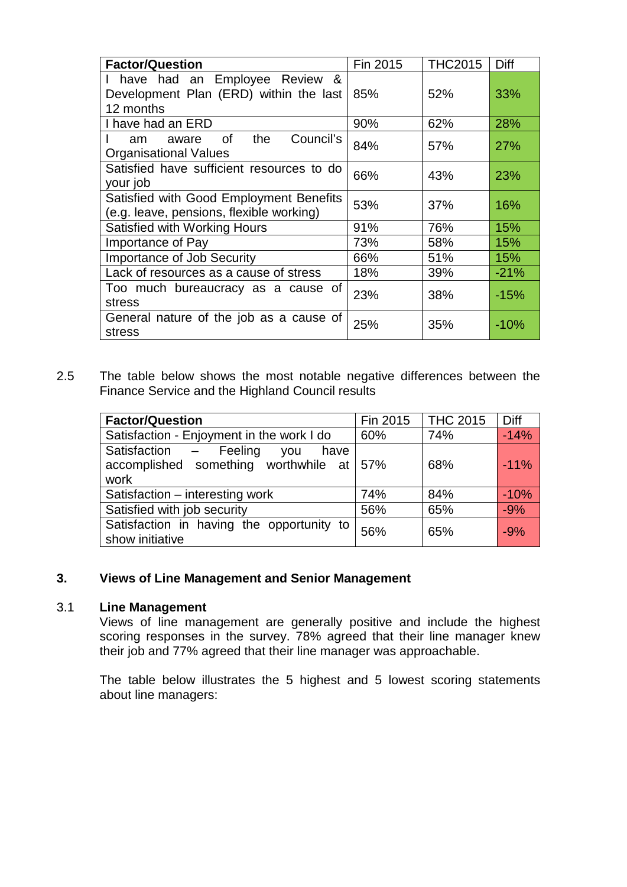| Factor/Question | Fin 2015 | THC2015 | Diff |
|---|---|---|---|
| I have had an Employee Review & Development Plan (ERD) within the last 12 months | 85% | 52% | 33% |
| I have had an ERD | 90% | 62% | 28% |
| I am aware of the Council's Organisational Values | 84% | 57% | 27% |
| Satisfied have sufficient resources to do your job | 66% | 43% | 23% |
| Satisfied with Good Employment Benefits (e.g. leave, pensions, flexible working) | 53% | 37% | 16% |
| Satisfied with Working Hours | 91% | 76% | 15% |
| Importance of Pay | 73% | 58% | 15% |
| Importance of Job Security | 66% | 51% | 15% |
| Lack of resources as a cause of stress | 18% | 39% | -21% |
| Too much bureaucracy as a cause of stress | 23% | 38% | -15% |
| General nature of the job as a cause of stress | 25% | 35% | -10% |

2.5 The table below shows the most notable negative differences between the Finance Service and the Highland Council results

| Factor/Question | Fin 2015 | THC 2015 | Diff |
|---|---|---|---|
| Satisfaction - Enjoyment in the work I do | 60% | 74% | -14% |
| Satisfaction – Feeling you have accomplished something worthwhile at work | 57% | 68% | -11% |
| Satisfaction – interesting work | 74% | 84% | -10% |
| Satisfied with job security | 56% | 65% | -9% |
| Satisfaction in having the opportunity to show initiative | 56% | 65% | -9% |

## 3. Views of Line Management and Senior Management

### 3.1 Line Management

Views of line management are generally positive and include the highest scoring responses in the survey. 78% agreed that their line manager knew their job and 77% agreed that their line manager was approachable.

The table below illustrates the 5 highest and 5 lowest scoring statements about line managers: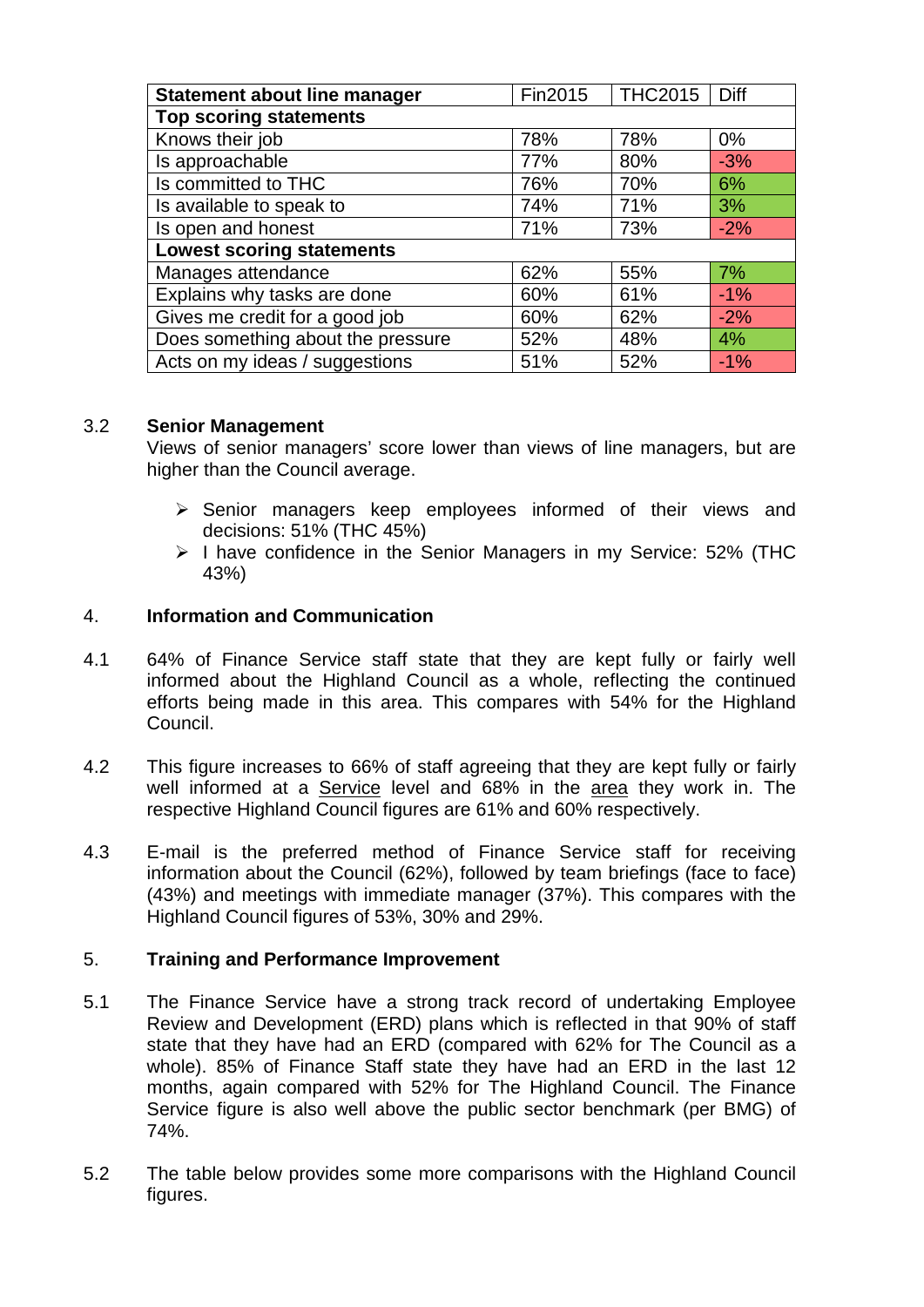| Statement about line manager | Fin2015 | THC2015 | Diff |
|---|---|---|---|
| **Top scoring statements** | | | |
| Knows their job | 78% | 78% | 0% |
| Is approachable | 77% | 80% | -3% |
| Is committed to THC | 76% | 70% | 6% |
| Is available to speak to | 74% | 71% | 3% |
| Is open and honest | 71% | 73% | -2% |
| **Lowest scoring statements** | | | |
| Manages attendance | 62% | 55% | 7% |
| Explains why tasks are done | 60% | 61% | -1% |
| Gives me credit for a good job | 60% | 62% | -2% |
| Does something about the pressure | 52% | 48% | 4% |
| Acts on my ideas / suggestions | 51% | 52% | -1% |

3.2 **Senior Management**

Views of senior managers' score lower than views of line managers, but are higher than the Council average.

- Senior managers keep employees informed of their views and decisions: 51% (THC 45%)
- I have confidence in the Senior Managers in my Service: 52% (THC 43%)

## 4. Information and Communication

4.1 64% of Finance Service staff state that they are kept fully or fairly well informed about the Highland Council as a whole, reflecting the continued efforts being made in this area. This compares with 54% for the Highland Council.

4.2 This figure increases to 66% of staff agreeing that they are kept fully or fairly well informed at a Service level and 68% in the area they work in. The respective Highland Council figures are 61% and 60% respectively.

4.3 E-mail is the preferred method of Finance Service staff for receiving information about the Council (62%), followed by team briefings (face to face) (43%) and meetings with immediate manager (37%). This compares with the Highland Council figures of 53%, 30% and 29%.

## 5. Training and Performance Improvement

5.1 The Finance Service have a strong track record of undertaking Employee Review and Development (ERD) plans which is reflected in that 90% of staff state that they have had an ERD (compared with 62% for The Council as a whole). 85% of Finance Staff state they have had an ERD in the last 12 months, again compared with 52% for The Highland Council. The Finance Service figure is also well above the public sector benchmark (per BMG) of 74%.

5.2 The table below provides some more comparisons with the Highland Council figures.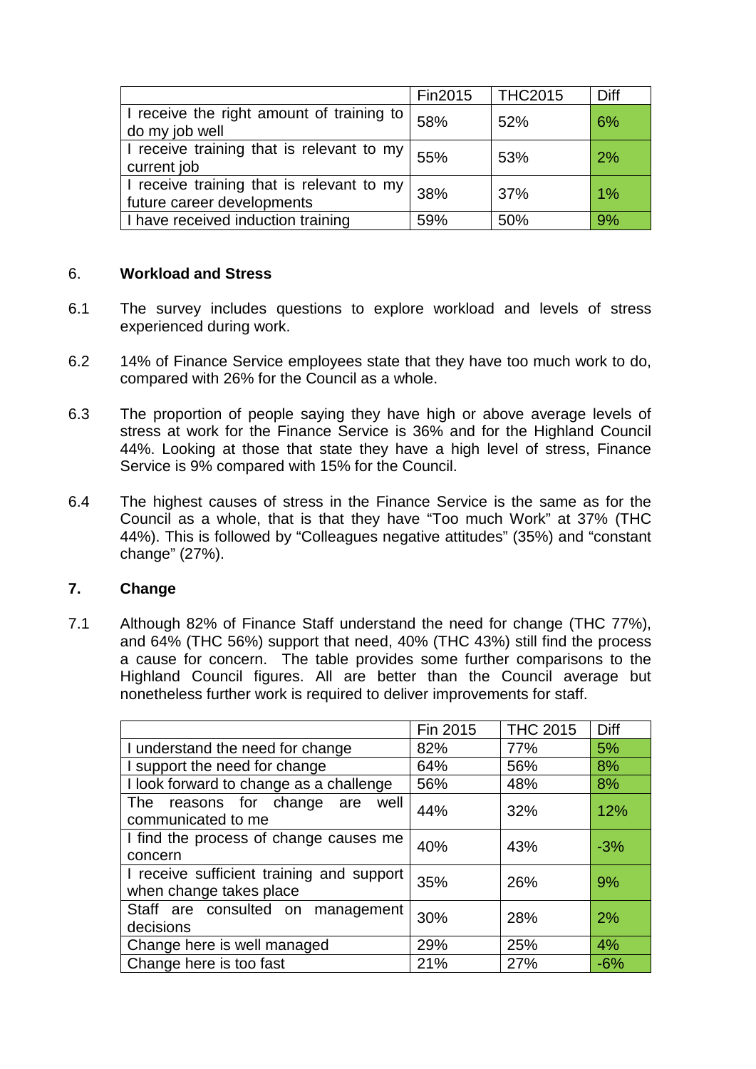| | Fin2015 | THC2015 | Diff |
|---|---|---|---|
| I receive the right amount of training to do my job well | 58% | 52% | 6% |
| I receive training that is relevant to my current job | 55% | 53% | 2% |
| I receive training that is relevant to my future career developments | 38% | 37% | 1% |
| I have received induction training | 59% | 50% | 9% |

## 6. Workload and Stress

6.1 The survey includes questions to explore workload and levels of stress experienced during work.

6.2 14% of Finance Service employees state that they have too much work to do, compared with 26% for the Council as a whole.

6.3 The proportion of people saying they have high or above average levels of stress at work for the Finance Service is 36% and for the Highland Council 44%. Looking at those that state they have a high level of stress, Finance Service is 9% compared with 15% for the Council.

6.4 The highest causes of stress in the Finance Service is the same as for the Council as a whole, that is that they have "Too much Work" at 37% (THC 44%). This is followed by "Colleagues negative attitudes" (35%) and "constant change" (27%).

## 7. Change

7.1 Although 82% of Finance Staff understand the need for change (THC 77%), and 64% (THC 56%) support that need, 40% (THC 43%) still find the process a cause for concern. The table provides some further comparisons to the Highland Council figures. All are better than the Council average but nonetheless further work is required to deliver improvements for staff.

| | Fin 2015 | THC 2015 | Diff |
|---|---|---|---|
| I understand the need for change | 82% | 77% | 5% |
| I support the need for change | 64% | 56% | 8% |
| I look forward to change as a challenge | 56% | 48% | 8% |
| The reasons for change are well communicated to me | 44% | 32% | 12% |
| I find the process of change causes me concern | 40% | 43% | -3% |
| I receive sufficient training and support when change takes place | 35% | 26% | 9% |
| Staff are consulted on management decisions | 30% | 28% | 2% |
| Change here is well managed | 29% | 25% | 4% |
| Change here is too fast | 21% | 27% | -6% |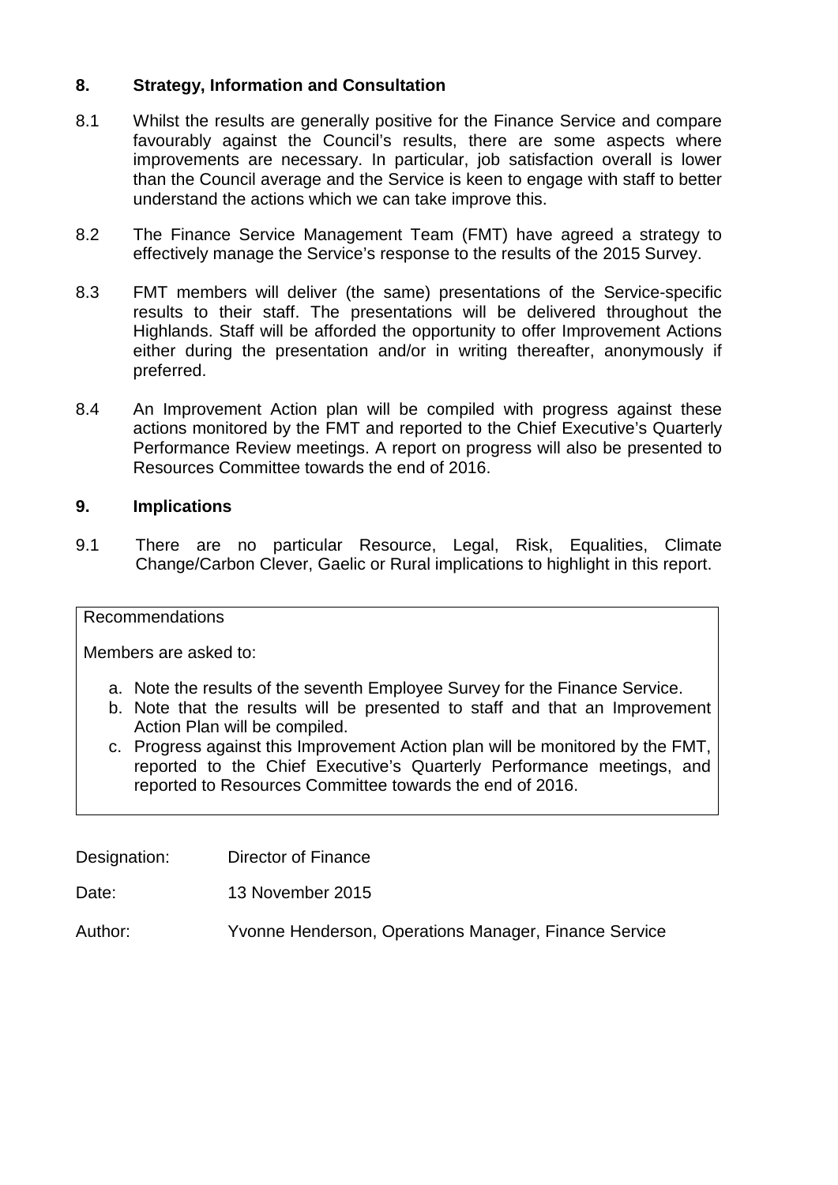## 8. Strategy, Information and Consultation

8.1 Whilst the results are generally positive for the Finance Service and compare favourably against the Council's results, there are some aspects where improvements are necessary. In particular, job satisfaction overall is lower than the Council average and the Service is keen to engage with staff to better understand the actions which we can take improve this.

8.2 The Finance Service Management Team (FMT) have agreed a strategy to effectively manage the Service's response to the results of the 2015 Survey.

8.3 FMT members will deliver (the same) presentations of the Service-specific results to their staff. The presentations will be delivered throughout the Highlands. Staff will be afforded the opportunity to offer Improvement Actions either during the presentation and/or in writing thereafter, anonymously if preferred.

8.4 An Improvement Action plan will be compiled with progress against these actions monitored by the FMT and reported to the Chief Executive's Quarterly Performance Review meetings. A report on progress will also be presented to Resources Committee towards the end of 2016.

## 9. Implications

9.1 There are no particular Resource, Legal, Risk, Equalities, Climate Change/Carbon Clever, Gaelic or Rural implications to highlight in this report.

Recommendations

Members are asked to:

a. Note the results of the seventh Employee Survey for the Finance Service.
b. Note that the results will be presented to staff and that an Improvement Action Plan will be compiled.
c. Progress against this Improvement Action plan will be monitored by the FMT, reported to the Chief Executive's Quarterly Performance meetings, and reported to Resources Committee towards the end of 2016.

Designation: Director of Finance

Date: 13 November 2015

Author: Yvonne Henderson, Operations Manager, Finance Service